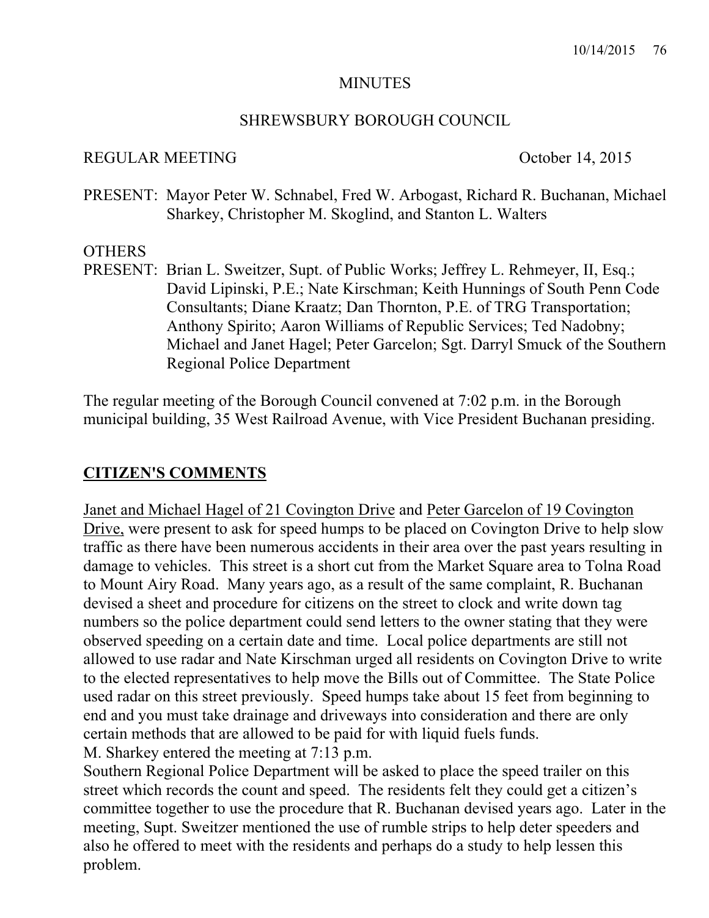# MINUTES

## SHREWSBURY BOROUGH COUNCIL

REGULAR MEETING October 14, 2015

PRESENT: Mayor Peter W. Schnabel, Fred W. Arbogast, Richard R. Buchanan, Michael Sharkey, Christopher M. Skoglind, and Stanton L. Walters

OTHERS
PRESENT: Brian L. Sweitzer, Supt. of Public Works; Jeffrey L. Rehmeyer, II, Esq.; David Lipinski, P.E.; Nate Kirschman; Keith Hunnings of South Penn Code Consultants; Diane Kraatz; Dan Thornton, P.E. of TRG Transportation; Anthony Spirito; Aaron Williams of Republic Services; Ted Nadobny; Michael and Janet Hagel; Peter Garcelon; Sgt. Darryl Smuck of the Southern Regional Police Department

The regular meeting of the Borough Council convened at 7:02 p.m. in the Borough municipal building, 35 West Railroad Avenue, with Vice President Buchanan presiding.

## CITIZEN'S COMMENTS

Janet and Michael Hagel of 21 Covington Drive and Peter Garcelon of 19 Covington Drive, were present to ask for speed humps to be placed on Covington Drive to help slow traffic as there have been numerous accidents in their area over the past years resulting in damage to vehicles. This street is a short cut from the Market Square area to Tolna Road to Mount Airy Road. Many years ago, as a result of the same complaint, R. Buchanan devised a sheet and procedure for citizens on the street to clock and write down tag numbers so the police department could send letters to the owner stating that they were observed speeding on a certain date and time. Local police departments are still not allowed to use radar and Nate Kirschman urged all residents on Covington Drive to write to the elected representatives to help move the Bills out of Committee. The State Police used radar on this street previously. Speed humps take about 15 feet from beginning to end and you must take drainage and driveways into consideration and there are only certain methods that are allowed to be paid for with liquid fuels funds.
M. Sharkey entered the meeting at 7:13 p.m.
Southern Regional Police Department will be asked to place the speed trailer on this street which records the count and speed. The residents felt they could get a citizen's committee together to use the procedure that R. Buchanan devised years ago. Later in the meeting, Supt. Sweitzer mentioned the use of rumble strips to help deter speeders and also he offered to meet with the residents and perhaps do a study to help lessen this problem.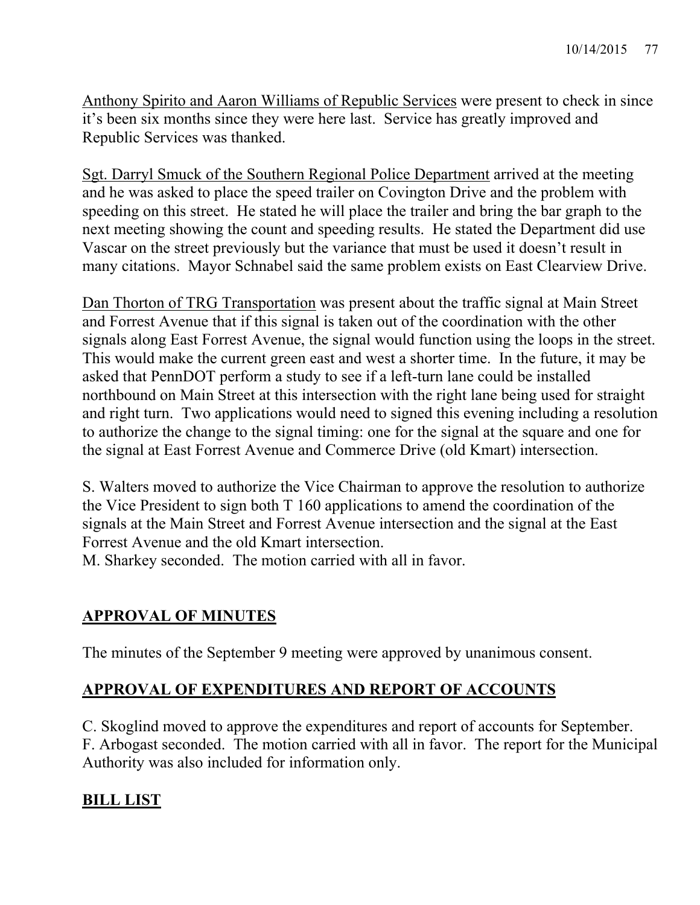Anthony Spirito and Aaron Williams of Republic Services were present to check in since it's been six months since they were here last. Service has greatly improved and Republic Services was thanked.

Sgt. Darryl Smuck of the Southern Regional Police Department arrived at the meeting and he was asked to place the speed trailer on Covington Drive and the problem with speeding on this street. He stated he will place the trailer and bring the bar graph to the next meeting showing the count and speeding results. He stated the Department did use Vascar on the street previously but the variance that must be used it doesn't result in many citations. Mayor Schnabel said the same problem exists on East Clearview Drive.

Dan Thorton of TRG Transportation was present about the traffic signal at Main Street and Forrest Avenue that if this signal is taken out of the coordination with the other signals along East Forrest Avenue, the signal would function using the loops in the street. This would make the current green east and west a shorter time. In the future, it may be asked that PennDOT perform a study to see if a left-turn lane could be installed northbound on Main Street at this intersection with the right lane being used for straight and right turn. Two applications would need to signed this evening including a resolution to authorize the change to the signal timing: one for the signal at the square and one for the signal at East Forrest Avenue and Commerce Drive (old Kmart) intersection.

S. Walters moved to authorize the Vice Chairman to approve the resolution to authorize the Vice President to sign both T 160 applications to amend the coordination of the signals at the Main Street and Forrest Avenue intersection and the signal at the East Forrest Avenue and the old Kmart intersection.
M. Sharkey seconded. The motion carried with all in favor.

## APPROVAL OF MINUTES

The minutes of the September 9 meeting were approved by unanimous consent.

## APPROVAL OF EXPENDITURES AND REPORT OF ACCOUNTS

C. Skoglind moved to approve the expenditures and report of accounts for September.
F. Arbogast seconded. The motion carried with all in favor. The report for the Municipal Authority was also included for information only.

## BILL LIST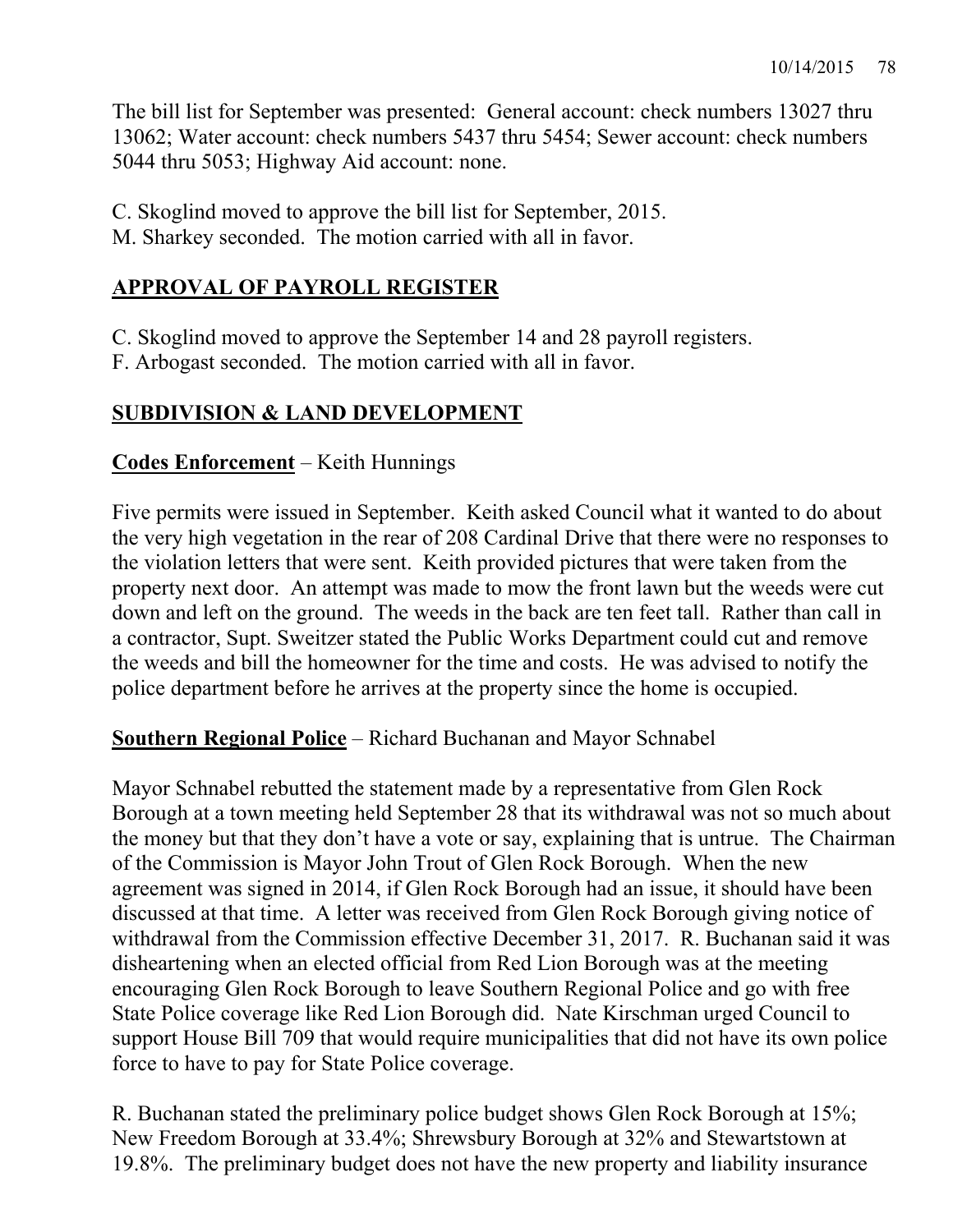The bill list for September was presented: General account: check numbers 13027 thru 13062; Water account: check numbers 5437 thru 5454; Sewer account: check numbers 5044 thru 5053; Highway Aid account: none.

C. Skoglind moved to approve the bill list for September, 2015.
M. Sharkey seconded. The motion carried with all in favor.

## APPROVAL OF PAYROLL REGISTER

C. Skoglind moved to approve the September 14 and 28 payroll registers.
F. Arbogast seconded. The motion carried with all in favor.

## SUBDIVISION & LAND DEVELOPMENT

**Codes Enforcement** – Keith Hunnings

Five permits were issued in September. Keith asked Council what it wanted to do about the very high vegetation in the rear of 208 Cardinal Drive that there were no responses to the violation letters that were sent. Keith provided pictures that were taken from the property next door. An attempt was made to mow the front lawn but the weeds were cut down and left on the ground. The weeds in the back are ten feet tall. Rather than call in a contractor, Supt. Sweitzer stated the Public Works Department could cut and remove the weeds and bill the homeowner for the time and costs. He was advised to notify the police department before he arrives at the property since the home is occupied.

**Southern Regional Police** – Richard Buchanan and Mayor Schnabel

Mayor Schnabel rebutted the statement made by a representative from Glen Rock Borough at a town meeting held September 28 that its withdrawal was not so much about the money but that they don't have a vote or say, explaining that is untrue. The Chairman of the Commission is Mayor John Trout of Glen Rock Borough. When the new agreement was signed in 2014, if Glen Rock Borough had an issue, it should have been discussed at that time. A letter was received from Glen Rock Borough giving notice of withdrawal from the Commission effective December 31, 2017. R. Buchanan said it was disheartening when an elected official from Red Lion Borough was at the meeting encouraging Glen Rock Borough to leave Southern Regional Police and go with free State Police coverage like Red Lion Borough did. Nate Kirschman urged Council to support House Bill 709 that would require municipalities that did not have its own police force to have to pay for State Police coverage.

R. Buchanan stated the preliminary police budget shows Glen Rock Borough at 15%; New Freedom Borough at 33.4%; Shrewsbury Borough at 32% and Stewartstown at 19.8%. The preliminary budget does not have the new property and liability insurance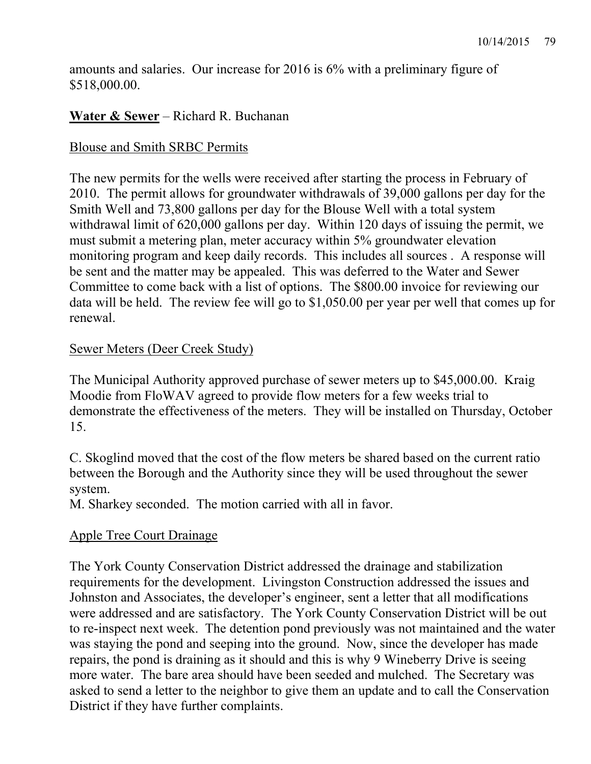amounts and salaries. Our increase for 2016 is 6% with a preliminary figure of $518,000.00.

**Water & Sewer** – Richard R. Buchanan

Blouse and Smith SRBC Permits

The new permits for the wells were received after starting the process in February of 2010. The permit allows for groundwater withdrawals of 39,000 gallons per day for the Smith Well and 73,800 gallons per day for the Blouse Well with a total system withdrawal limit of 620,000 gallons per day. Within 120 days of issuing the permit, we must submit a metering plan, meter accuracy within 5% groundwater elevation monitoring program and keep daily records. This includes all sources . A response will be sent and the matter may be appealed. This was deferred to the Water and Sewer Committee to come back with a list of options. The $800.00 invoice for reviewing our data will be held. The review fee will go to $1,050.00 per year per well that comes up for renewal.

Sewer Meters (Deer Creek Study)

The Municipal Authority approved purchase of sewer meters up to $45,000.00. Kraig Moodie from FloWAV agreed to provide flow meters for a few weeks trial to demonstrate the effectiveness of the meters. They will be installed on Thursday, October 15.

C. Skoglind moved that the cost of the flow meters be shared based on the current ratio between the Borough and the Authority since they will be used throughout the sewer system.
M. Sharkey seconded. The motion carried with all in favor.

Apple Tree Court Drainage

The York County Conservation District addressed the drainage and stabilization requirements for the development. Livingston Construction addressed the issues and Johnston and Associates, the developer's engineer, sent a letter that all modifications were addressed and are satisfactory. The York County Conservation District will be out to re-inspect next week. The detention pond previously was not maintained and the water was staying the pond and seeping into the ground. Now, since the developer has made repairs, the pond is draining as it should and this is why 9 Wineberry Drive is seeing more water. The bare area should have been seeded and mulched. The Secretary was asked to send a letter to the neighbor to give them an update and to call the Conservation District if they have further complaints.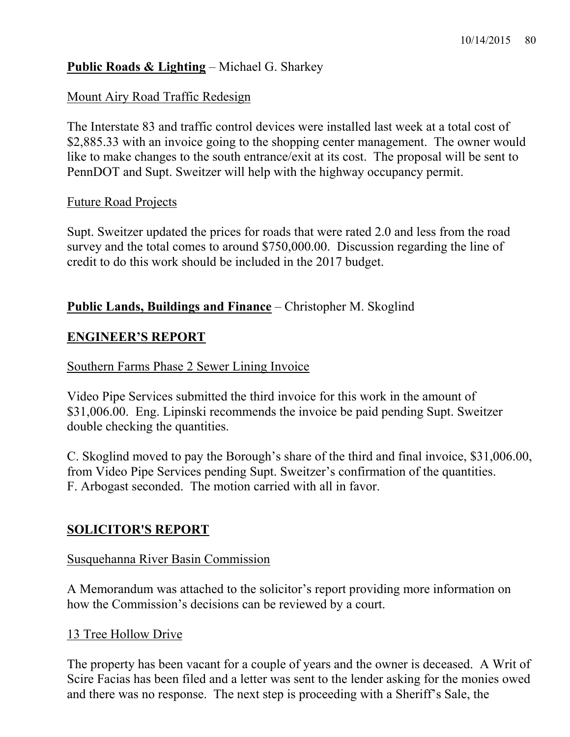**Public Roads & Lighting** – Michael G. Sharkey

Mount Airy Road Traffic Redesign

The Interstate 83 and traffic control devices were installed last week at a total cost of $2,885.33 with an invoice going to the shopping center management. The owner would like to make changes to the south entrance/exit at its cost. The proposal will be sent to PennDOT and Supt. Sweitzer will help with the highway occupancy permit.

Future Road Projects

Supt. Sweitzer updated the prices for roads that were rated 2.0 and less from the road survey and the total comes to around $750,000.00. Discussion regarding the line of credit to do this work should be included in the 2017 budget.

**Public Lands, Buildings and Finance** – Christopher M. Skoglind

**ENGINEER'S REPORT**

Southern Farms Phase 2 Sewer Lining Invoice

Video Pipe Services submitted the third invoice for this work in the amount of $31,006.00. Eng. Lipinski recommends the invoice be paid pending Supt. Sweitzer double checking the quantities.

C. Skoglind moved to pay the Borough's share of the third and final invoice, $31,006.00, from Video Pipe Services pending Supt. Sweitzer's confirmation of the quantities. F. Arbogast seconded. The motion carried with all in favor.

**SOLICITOR'S REPORT**

Susquehanna River Basin Commission

A Memorandum was attached to the solicitor's report providing more information on how the Commission's decisions can be reviewed by a court.

13 Tree Hollow Drive

The property has been vacant for a couple of years and the owner is deceased. A Writ of Scire Facias has been filed and a letter was sent to the lender asking for the monies owed and there was no response. The next step is proceeding with a Sheriff's Sale, the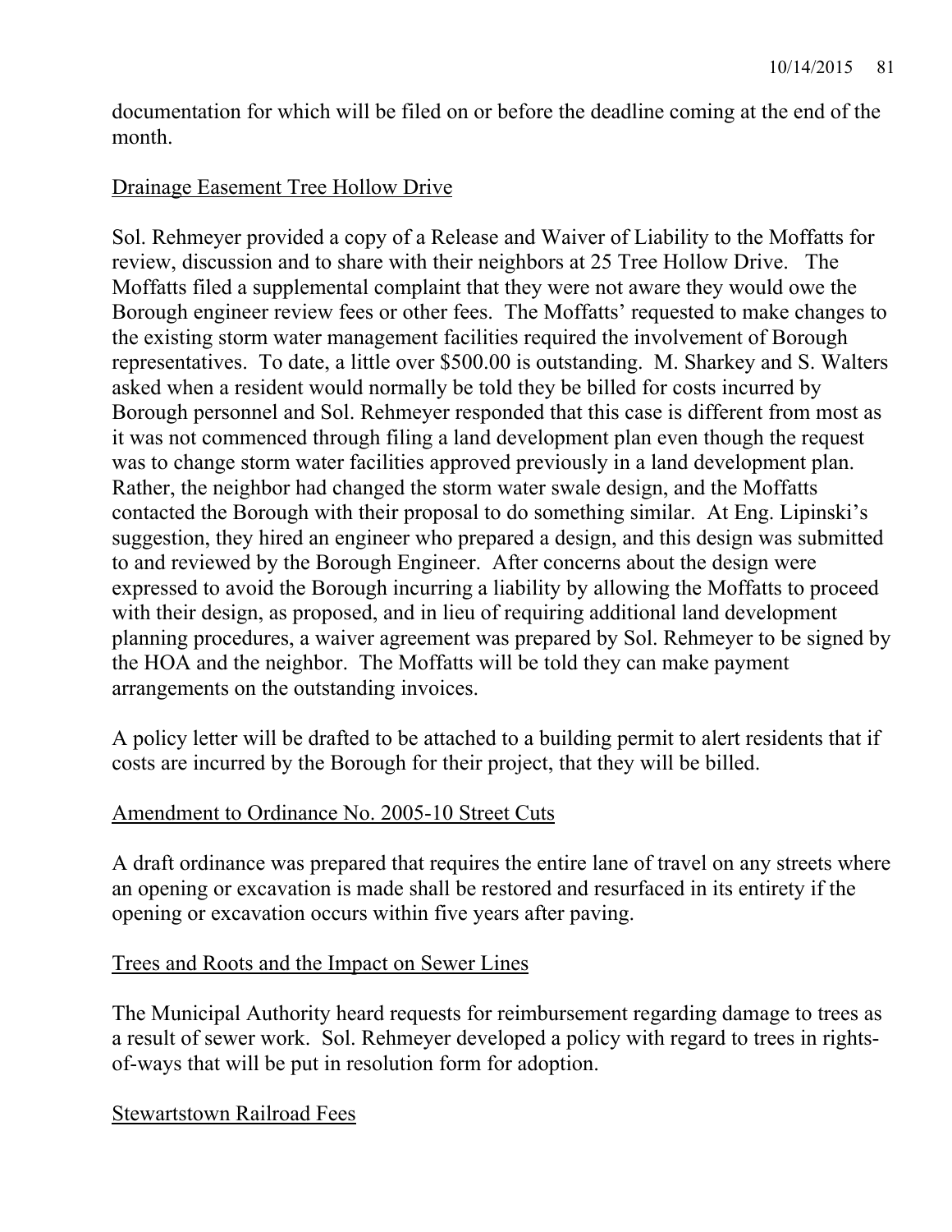documentation for which will be filed on or before the deadline coming at the end of the month.

Drainage Easement Tree Hollow Drive

Sol. Rehmeyer provided a copy of a Release and Waiver of Liability to the Moffatts for review, discussion and to share with their neighbors at 25 Tree Hollow Drive. The Moffatts filed a supplemental complaint that they were not aware they would owe the Borough engineer review fees or other fees. The Moffatts' requested to make changes to the existing storm water management facilities required the involvement of Borough representatives. To date, a little over $500.00 is outstanding. M. Sharkey and S. Walters asked when a resident would normally be told they be billed for costs incurred by Borough personnel and Sol. Rehmeyer responded that this case is different from most as it was not commenced through filing a land development plan even though the request was to change storm water facilities approved previously in a land development plan. Rather, the neighbor had changed the storm water swale design, and the Moffatts contacted the Borough with their proposal to do something similar. At Eng. Lipinski's suggestion, they hired an engineer who prepared a design, and this design was submitted to and reviewed by the Borough Engineer. After concerns about the design were expressed to avoid the Borough incurring a liability by allowing the Moffatts to proceed with their design, as proposed, and in lieu of requiring additional land development planning procedures, a waiver agreement was prepared by Sol. Rehmeyer to be signed by the HOA and the neighbor. The Moffatts will be told they can make payment arrangements on the outstanding invoices.

A policy letter will be drafted to be attached to a building permit to alert residents that if costs are incurred by the Borough for their project, that they will be billed.

Amendment to Ordinance No. 2005-10 Street Cuts

A draft ordinance was prepared that requires the entire lane of travel on any streets where an opening or excavation is made shall be restored and resurfaced in its entirety if the opening or excavation occurs within five years after paving.

Trees and Roots and the Impact on Sewer Lines

The Municipal Authority heard requests for reimbursement regarding damage to trees as a result of sewer work. Sol. Rehmeyer developed a policy with regard to trees in rights-of-ways that will be put in resolution form for adoption.

Stewartstown Railroad Fees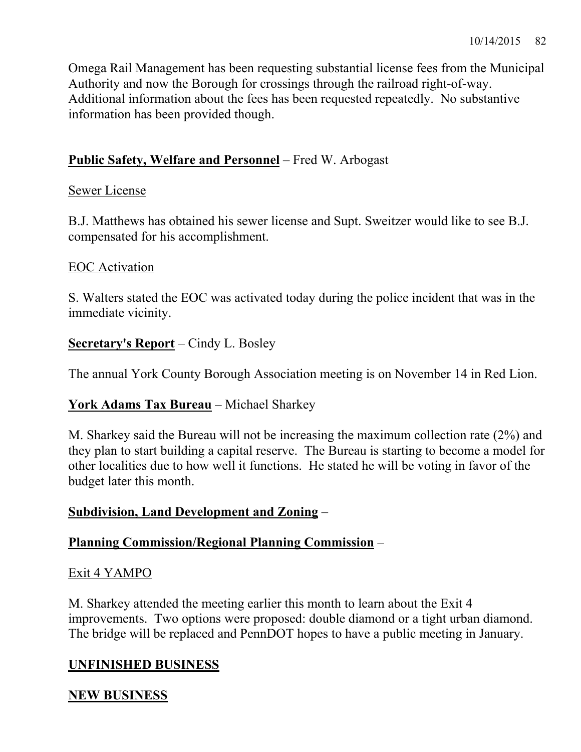Omega Rail Management has been requesting substantial license fees from the Municipal Authority and now the Borough for crossings through the railroad right-of-way. Additional information about the fees has been requested repeatedly. No substantive information has been provided though.

**Public Safety, Welfare and Personnel** – Fred W. Arbogast

Sewer License

B.J. Matthews has obtained his sewer license and Supt. Sweitzer would like to see B.J. compensated for his accomplishment.

EOC Activation

S. Walters stated the EOC was activated today during the police incident that was in the immediate vicinity.

**Secretary's Report** – Cindy L. Bosley

The annual York County Borough Association meeting is on November 14 in Red Lion.

**York Adams Tax Bureau** – Michael Sharkey

M. Sharkey said the Bureau will not be increasing the maximum collection rate (2%) and they plan to start building a capital reserve. The Bureau is starting to become a model for other localities due to how well it functions. He stated he will be voting in favor of the budget later this month.

**Subdivision, Land Development and Zoning** –

**Planning Commission/Regional Planning Commission** –

Exit 4 YAMPO

M. Sharkey attended the meeting earlier this month to learn about the Exit 4 improvements. Two options were proposed: double diamond or a tight urban diamond. The bridge will be replaced and PennDOT hopes to have a public meeting in January.

**UNFINISHED BUSINESS**

**NEW BUSINESS**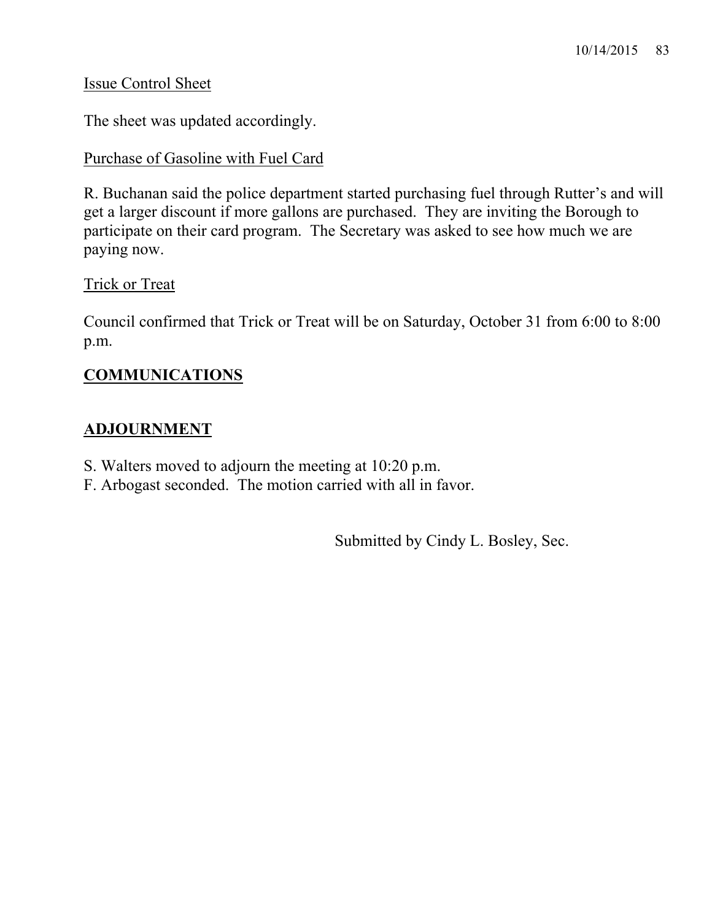Issue Control Sheet

The sheet was updated accordingly.

Purchase of Gasoline with Fuel Card

R. Buchanan said the police department started purchasing fuel through Rutter's and will get a larger discount if more gallons are purchased. They are inviting the Borough to participate on their card program. The Secretary was asked to see how much we are paying now.

Trick or Treat

Council confirmed that Trick or Treat will be on Saturday, October 31 from 6:00 to 8:00 p.m.

## COMMUNICATIONS

## ADJOURNMENT

S. Walters moved to adjourn the meeting at 10:20 p.m.
F. Arbogast seconded. The motion carried with all in favor.

Submitted by Cindy L. Bosley, Sec.